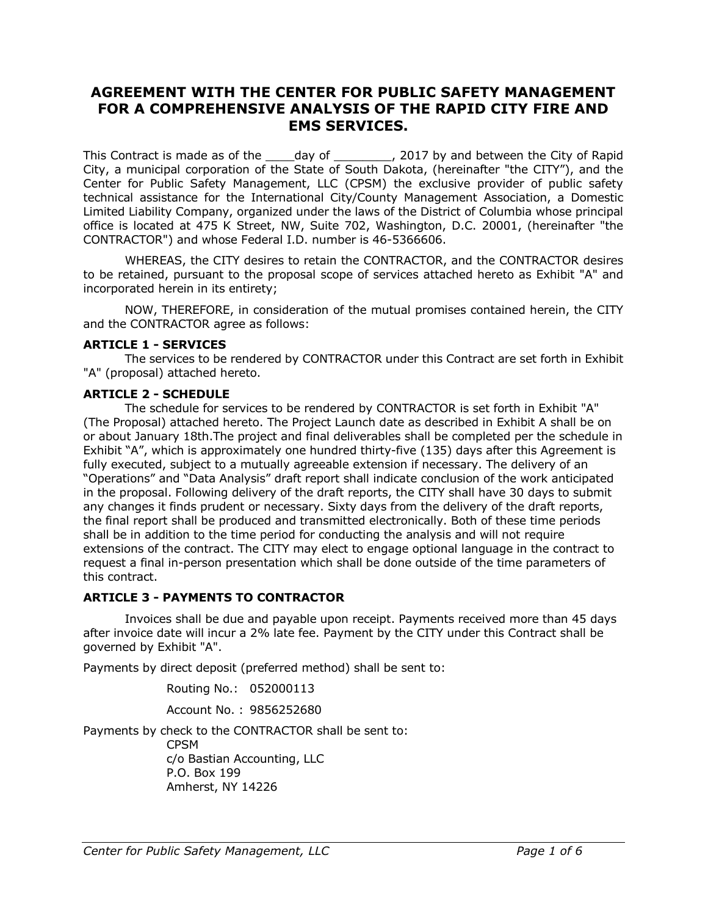# AGREEMENT WITH THE CENTER FOR PUBLIC SAFETY MANAGEMENT FOR A COMPREHENSIVE ANALYSIS OF THE RAPID CITY FIRE AND EMS SERVICES.

This Contract is made as of the ____day of ________, 2017 by and between the City of Rapid City, a municipal corporation of the State of South Dakota, (hereinafter "the CITY"), and the Center for Public Safety Management, LLC (CPSM) the exclusive provider of public safety technical assistance for the International City/County Management Association, a Domestic Limited Liability Company, organized under the laws of the District of Columbia whose principal office is located at 475 K Street, NW, Suite 702, Washington, D.C. 20001, (hereinafter "the CONTRACTOR") and whose Federal I.D. number is 46-5366606.

WHEREAS, the CITY desires to retain the CONTRACTOR, and the CONTRACTOR desires to be retained, pursuant to the proposal scope of services attached hereto as Exhibit "A" and incorporated herein in its entirety;

NOW, THEREFORE, in consideration of the mutual promises contained herein, the CITY and the CONTRACTOR agree as follows:

**ARTICLE 1 - SERVICES**

The services to be rendered by CONTRACTOR under this Contract are set forth in Exhibit "A" (proposal) attached hereto.

**ARTICLE 2 - SCHEDULE**

The schedule for services to be rendered by CONTRACTOR is set forth in Exhibit "A" (The Proposal) attached hereto. The Project Launch date as described in Exhibit A shall be on or about January 18th.The project and final deliverables shall be completed per the schedule in Exhibit "A", which is approximately one hundred thirty-five (135) days after this Agreement is fully executed, subject to a mutually agreeable extension if necessary. The delivery of an "Operations" and "Data Analysis" draft report shall indicate conclusion of the work anticipated in the proposal. Following delivery of the draft reports, the CITY shall have 30 days to submit any changes it finds prudent or necessary. Sixty days from the delivery of the draft reports, the final report shall be produced and transmitted electronically. Both of these time periods shall be in addition to the time period for conducting the analysis and will not require extensions of the contract. The CITY may elect to engage optional language in the contract to request a final in-person presentation which shall be done outside of the time parameters of this contract.

**ARTICLE 3 - PAYMENTS TO CONTRACTOR**

Invoices shall be due and payable upon receipt. Payments received more than 45 days after invoice date will incur a 2% late fee. Payment by the CITY under this Contract shall be governed by Exhibit "A".

Payments by direct deposit (preferred method) shall be sent to:

Routing No.: 052000113

Account No. : 9856252680

Payments by check to the CONTRACTOR shall be sent to:

CPSM
c/o Bastian Accounting, LLC
P.O. Box 199
Amherst, NY 14226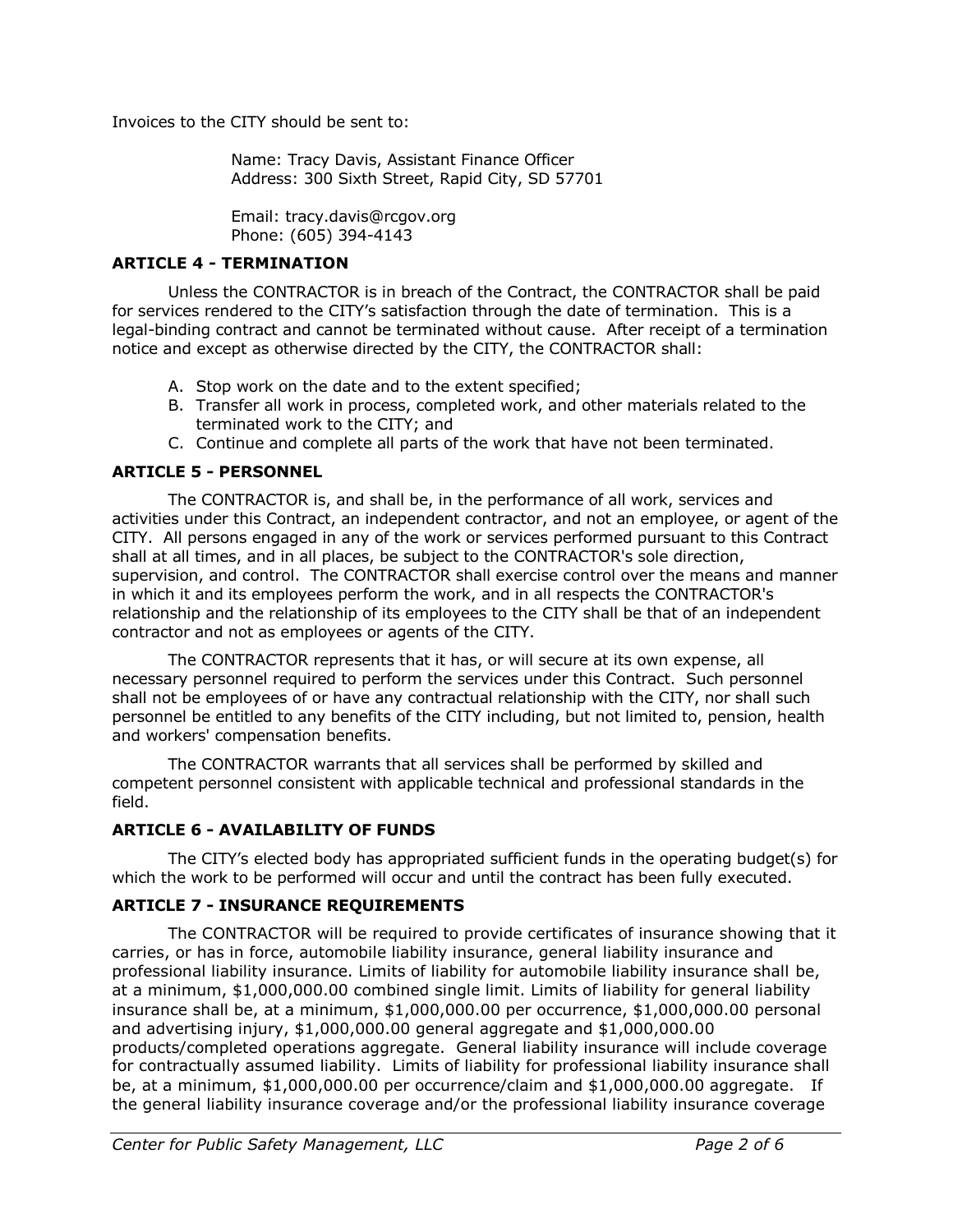Invoices to the CITY should be sent to:

Name: Tracy Davis, Assistant Finance Officer
Address: 300 Sixth Street, Rapid City, SD 57701

Email: tracy.davis@rcgov.org
Phone: (605) 394-4143

### ARTICLE 4 - TERMINATION

Unless the CONTRACTOR is in breach of the Contract, the CONTRACTOR shall be paid for services rendered to the CITY's satisfaction through the date of termination. This is a legal-binding contract and cannot be terminated without cause. After receipt of a termination notice and except as otherwise directed by the CITY, the CONTRACTOR shall:

A. Stop work on the date and to the extent specified;
B. Transfer all work in process, completed work, and other materials related to the terminated work to the CITY; and
C. Continue and complete all parts of the work that have not been terminated.

### ARTICLE 5 - PERSONNEL

The CONTRACTOR is, and shall be, in the performance of all work, services and activities under this Contract, an independent contractor, and not an employee, or agent of the CITY. All persons engaged in any of the work or services performed pursuant to this Contract shall at all times, and in all places, be subject to the CONTRACTOR's sole direction, supervision, and control. The CONTRACTOR shall exercise control over the means and manner in which it and its employees perform the work, and in all respects the CONTRACTOR's relationship and the relationship of its employees to the CITY shall be that of an independent contractor and not as employees or agents of the CITY.

The CONTRACTOR represents that it has, or will secure at its own expense, all necessary personnel required to perform the services under this Contract. Such personnel shall not be employees of or have any contractual relationship with the CITY, nor shall such personnel be entitled to any benefits of the CITY including, but not limited to, pension, health and workers' compensation benefits.

The CONTRACTOR warrants that all services shall be performed by skilled and competent personnel consistent with applicable technical and professional standards in the field.

### ARTICLE 6 - AVAILABILITY OF FUNDS

The CITY's elected body has appropriated sufficient funds in the operating budget(s) for which the work to be performed will occur and until the contract has been fully executed.

### ARTICLE 7 - INSURANCE REQUIREMENTS

The CONTRACTOR will be required to provide certificates of insurance showing that it carries, or has in force, automobile liability insurance, general liability insurance and professional liability insurance. Limits of liability for automobile liability insurance shall be, at a minimum, $1,000,000.00 combined single limit. Limits of liability for general liability insurance shall be, at a minimum, $1,000,000.00 per occurrence, $1,000,000.00 personal and advertising injury, $1,000,000.00 general aggregate and $1,000,000.00 products/completed operations aggregate. General liability insurance will include coverage for contractually assumed liability. Limits of liability for professional liability insurance shall be, at a minimum, $1,000,000.00 per occurrence/claim and $1,000,000.00 aggregate. If the general liability insurance coverage and/or the professional liability insurance coverage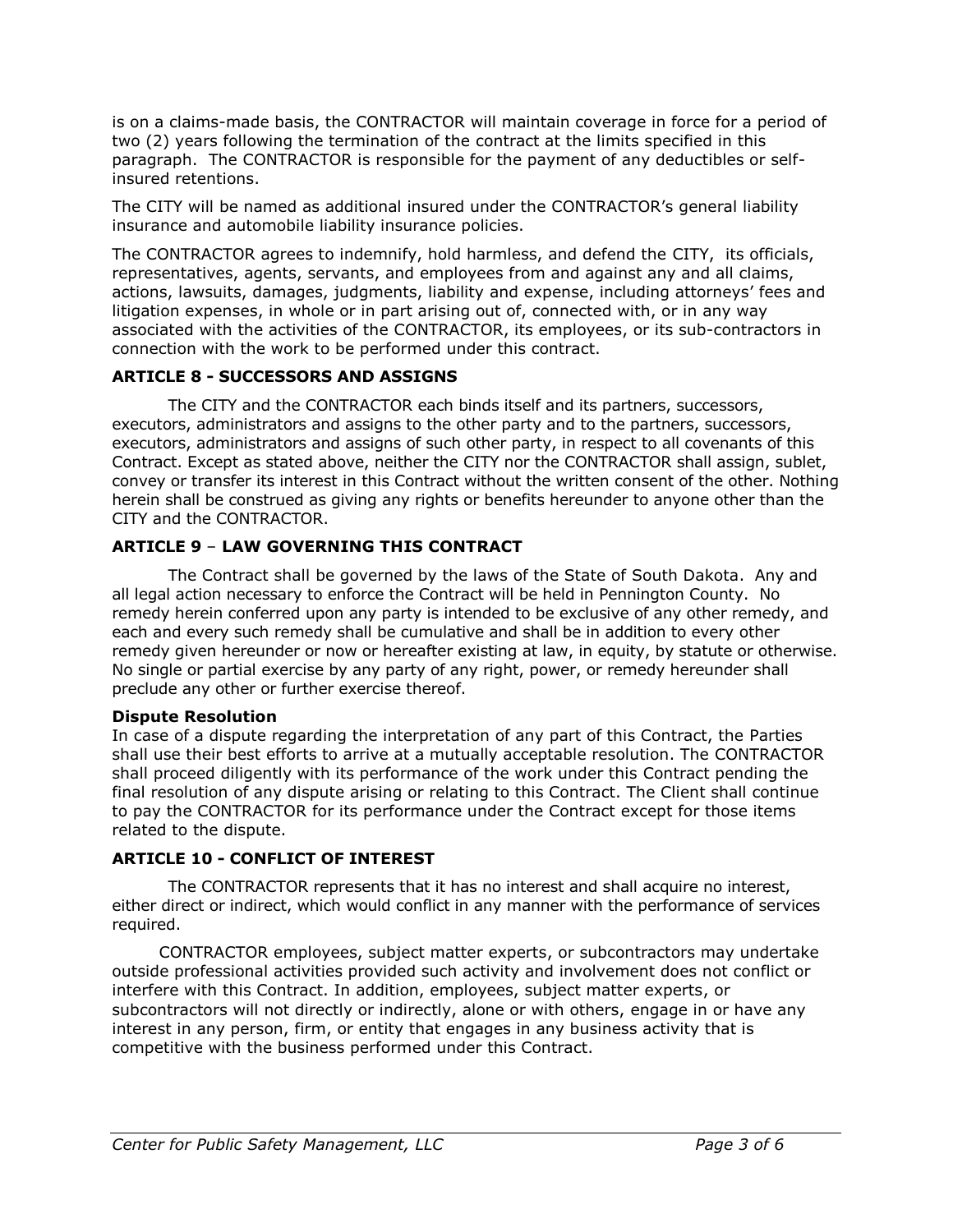is on a claims-made basis, the CONTRACTOR will maintain coverage in force for a period of two (2) years following the termination of the contract at the limits specified in this paragraph. The CONTRACTOR is responsible for the payment of any deductibles or self-insured retentions.

The CITY will be named as additional insured under the CONTRACTOR's general liability insurance and automobile liability insurance policies.

The CONTRACTOR agrees to indemnify, hold harmless, and defend the CITY, its officials, representatives, agents, servants, and employees from and against any and all claims, actions, lawsuits, damages, judgments, liability and expense, including attorneys' fees and litigation expenses, in whole or in part arising out of, connected with, or in any way associated with the activities of the CONTRACTOR, its employees, or its sub-contractors in connection with the work to be performed under this contract.

### ARTICLE 8 - SUCCESSORS AND ASSIGNS

The CITY and the CONTRACTOR each binds itself and its partners, successors, executors, administrators and assigns to the other party and to the partners, successors, executors, administrators and assigns of such other party, in respect to all covenants of this Contract. Except as stated above, neither the CITY nor the CONTRACTOR shall assign, sublet, convey or transfer its interest in this Contract without the written consent of the other. Nothing herein shall be construed as giving any rights or benefits hereunder to anyone other than the CITY and the CONTRACTOR.

### ARTICLE 9 – LAW GOVERNING THIS CONTRACT

The Contract shall be governed by the laws of the State of South Dakota. Any and all legal action necessary to enforce the Contract will be held in Pennington County. No remedy herein conferred upon any party is intended to be exclusive of any other remedy, and each and every such remedy shall be cumulative and shall be in addition to every other remedy given hereunder or now or hereafter existing at law, in equity, by statute or otherwise. No single or partial exercise by any party of any right, power, or remedy hereunder shall preclude any other or further exercise thereof.

**Dispute Resolution**

In case of a dispute regarding the interpretation of any part of this Contract, the Parties shall use their best efforts to arrive at a mutually acceptable resolution. The CONTRACTOR shall proceed diligently with its performance of the work under this Contract pending the final resolution of any dispute arising or relating to this Contract. The Client shall continue to pay the CONTRACTOR for its performance under the Contract except for those items related to the dispute.

### ARTICLE 10 - CONFLICT OF INTEREST

The CONTRACTOR represents that it has no interest and shall acquire no interest, either direct or indirect, which would conflict in any manner with the performance of services required.

CONTRACTOR employees, subject matter experts, or subcontractors may undertake outside professional activities provided such activity and involvement does not conflict or interfere with this Contract. In addition, employees, subject matter experts, or subcontractors will not directly or indirectly, alone or with others, engage in or have any interest in any person, firm, or entity that engages in any business activity that is competitive with the business performed under this Contract.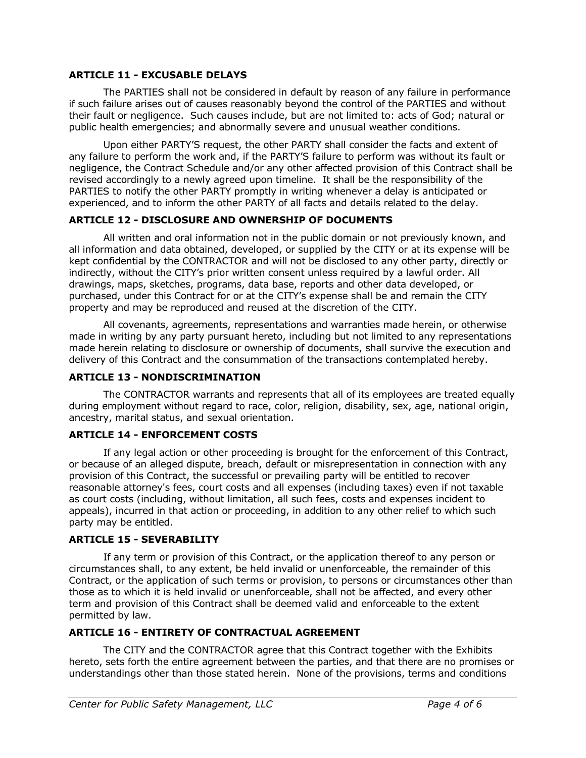### ARTICLE 11 - EXCUSABLE DELAYS

The PARTIES shall not be considered in default by reason of any failure in performance if such failure arises out of causes reasonably beyond the control of the PARTIES and without their fault or negligence. Such causes include, but are not limited to: acts of God; natural or public health emergencies; and abnormally severe and unusual weather conditions.

Upon either PARTY'S request, the other PARTY shall consider the facts and extent of any failure to perform the work and, if the PARTY'S failure to perform was without its fault or negligence, the Contract Schedule and/or any other affected provision of this Contract shall be revised accordingly to a newly agreed upon timeline. It shall be the responsibility of the PARTIES to notify the other PARTY promptly in writing whenever a delay is anticipated or experienced, and to inform the other PARTY of all facts and details related to the delay.

### ARTICLE 12 - DISCLOSURE AND OWNERSHIP OF DOCUMENTS

All written and oral information not in the public domain or not previously known, and all information and data obtained, developed, or supplied by the CITY or at its expense will be kept confidential by the CONTRACTOR and will not be disclosed to any other party, directly or indirectly, without the CITY's prior written consent unless required by a lawful order. All drawings, maps, sketches, programs, data base, reports and other data developed, or purchased, under this Contract for or at the CITY's expense shall be and remain the CITY property and may be reproduced and reused at the discretion of the CITY.

All covenants, agreements, representations and warranties made herein, or otherwise made in writing by any party pursuant hereto, including but not limited to any representations made herein relating to disclosure or ownership of documents, shall survive the execution and delivery of this Contract and the consummation of the transactions contemplated hereby.

### ARTICLE 13 - NONDISCRIMINATION

The CONTRACTOR warrants and represents that all of its employees are treated equally during employment without regard to race, color, religion, disability, sex, age, national origin, ancestry, marital status, and sexual orientation.

### ARTICLE 14 - ENFORCEMENT COSTS

If any legal action or other proceeding is brought for the enforcement of this Contract, or because of an alleged dispute, breach, default or misrepresentation in connection with any provision of this Contract, the successful or prevailing party will be entitled to recover reasonable attorney's fees, court costs and all expenses (including taxes) even if not taxable as court costs (including, without limitation, all such fees, costs and expenses incident to appeals), incurred in that action or proceeding, in addition to any other relief to which such party may be entitled.

### ARTICLE 15 - SEVERABILITY

If any term or provision of this Contract, or the application thereof to any person or circumstances shall, to any extent, be held invalid or unenforceable, the remainder of this Contract, or the application of such terms or provision, to persons or circumstances other than those as to which it is held invalid or unenforceable, shall not be affected, and every other term and provision of this Contract shall be deemed valid and enforceable to the extent permitted by law.

### ARTICLE 16 - ENTIRETY OF CONTRACTUAL AGREEMENT

The CITY and the CONTRACTOR agree that this Contract together with the Exhibits hereto, sets forth the entire agreement between the parties, and that there are no promises or understandings other than those stated herein. None of the provisions, terms and conditions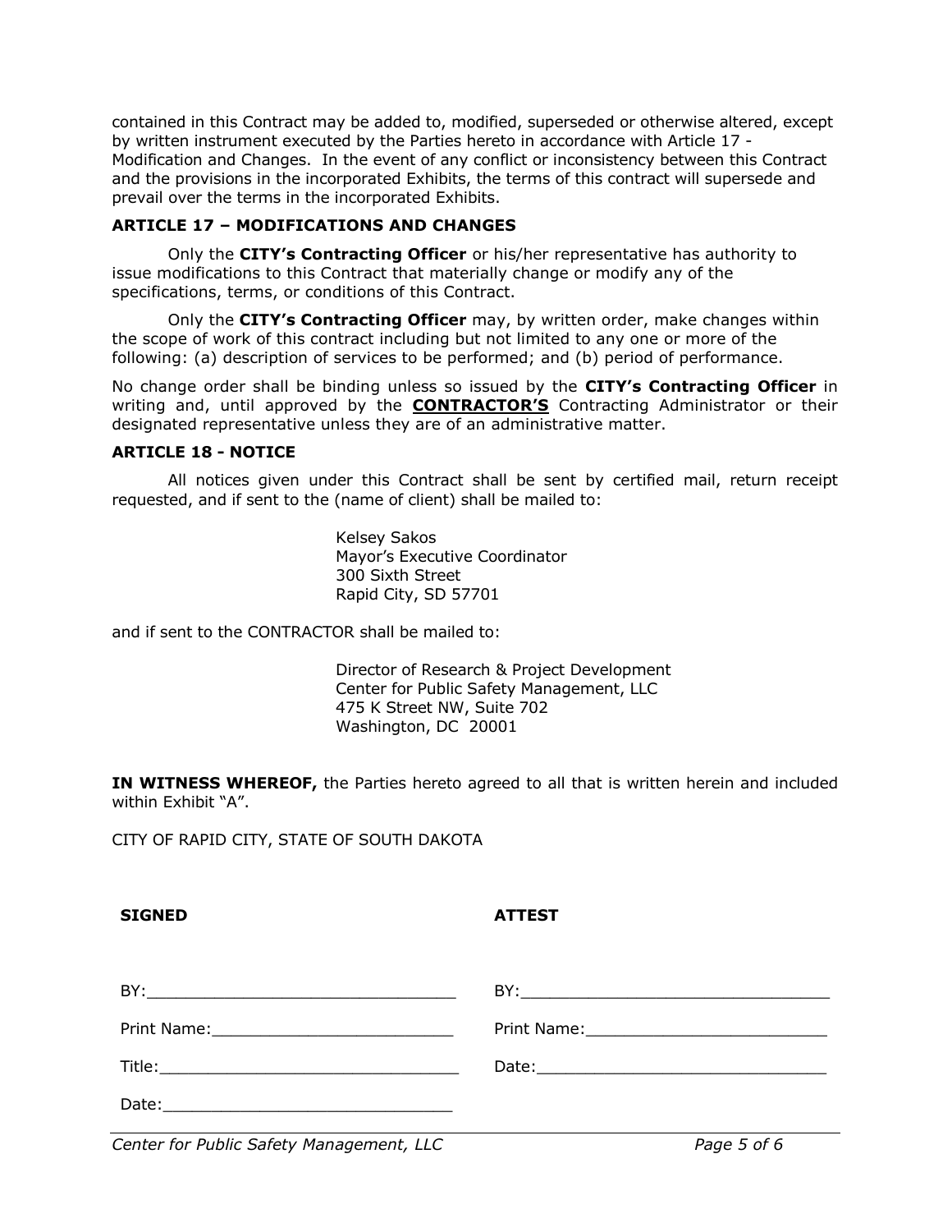contained in this Contract may be added to, modified, superseded or otherwise altered, except by written instrument executed by the Parties hereto in accordance with Article 17 - Modification and Changes. In the event of any conflict or inconsistency between this Contract and the provisions in the incorporated Exhibits, the terms of this contract will supersede and prevail over the terms in the incorporated Exhibits.

### ARTICLE 17 – MODIFICATIONS AND CHANGES

Only the **CITY's Contracting Officer** or his/her representative has authority to issue modifications to this Contract that materially change or modify any of the specifications, terms, or conditions of this Contract.

Only the **CITY's Contracting Officer** may, by written order, make changes within the scope of work of this contract including but not limited to any one or more of the following: (a) description of services to be performed; and (b) period of performance.

No change order shall be binding unless so issued by the **CITY's Contracting Officer** in writing and, until approved by the **<u>CONTRACTOR'S</u>** Contracting Administrator or their designated representative unless they are of an administrative matter.

### ARTICLE 18 - NOTICE

All notices given under this Contract shall be sent by certified mail, return receipt requested, and if sent to the (name of client) shall be mailed to:

Kelsey Sakos
Mayor's Executive Coordinator
300 Sixth Street
Rapid City, SD 57701

and if sent to the CONTRACTOR shall be mailed to:

Director of Research & Project Development
Center for Public Safety Management, LLC
475 K Street NW, Suite 702
Washington, DC 20001

**IN WITNESS WHEREOF,** the Parties hereto agreed to all that is written herein and included within Exhibit "A".

CITY OF RAPID CITY, STATE OF SOUTH DAKOTA

| **SIGNED** | **ATTEST** |
|---|---|
| BY:______________________________ | BY:______________________________ |
| Print Name:________________________ | Print Name:________________________ |
| Title:______________________________ | Date:______________________________ |
| Date:______________________________ | |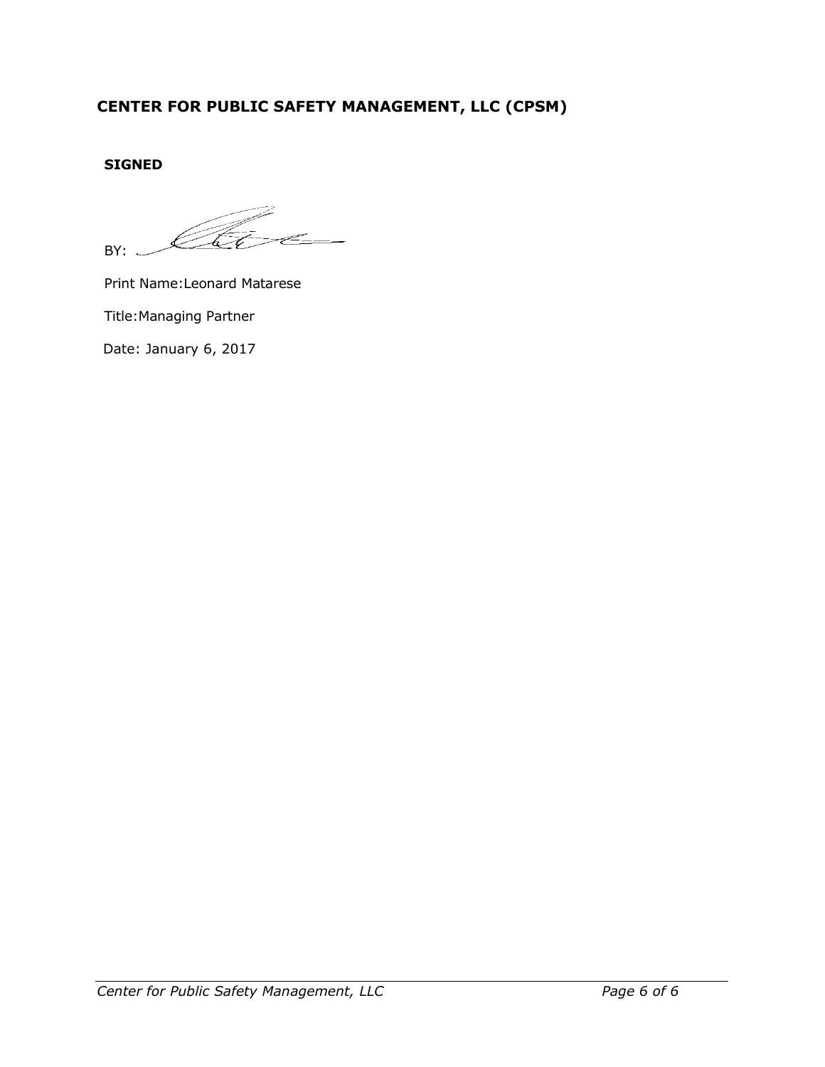**CENTER FOR PUBLIC SAFETY MANAGEMENT, LLC (CPSM)**

**SIGNED**

BY:

Print Name:Leonard Matarese

Title:Managing Partner

Date: January 6, 2017